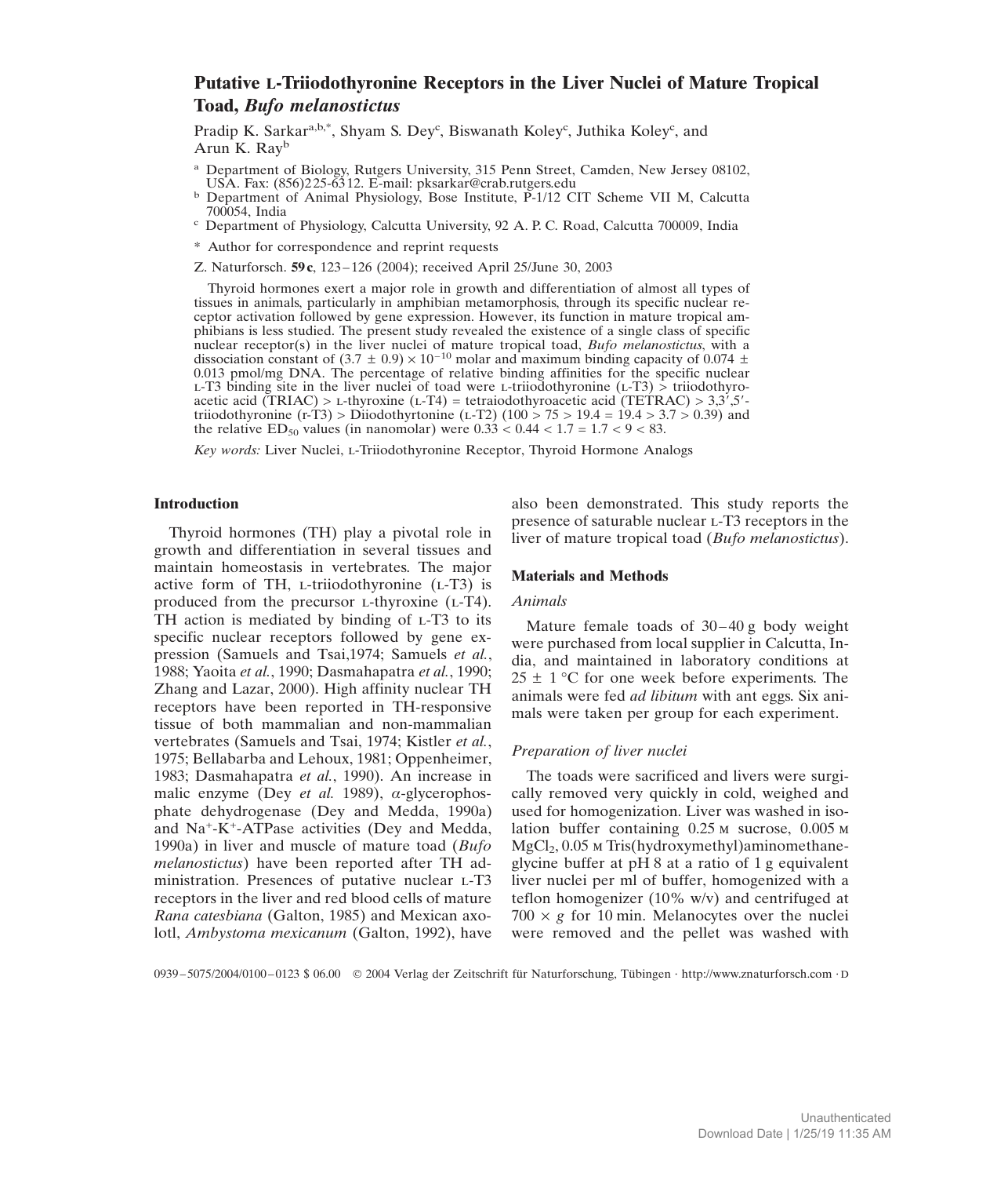# Putative L-Triiodothyronine Receptors in the Liver Nuclei of Mature Tropical Toad, *Bufo melanostictus*

Pradip K. Sarkar[a,b,*], Shyam S. Dey[c], Biswanath Koley[c], Juthika Koley[c], and Arun K. Ray[b]

[a] Department of Biology, Rutgers University, 315 Penn Street, Camden, New Jersey 08102, USA. Fax: (856)225-6312. E-mail: pksarkar@crab.rutgers.edu

[b] Department of Animal Physiology, Bose Institute, P-1/12 CIT Scheme VII M, Calcutta 700054, India

[c] Department of Physiology, Calcutta University, 92 A. P. C. Road, Calcutta 700009, India

\* Author for correspondence and reprint requests

Z. Naturforsch. **59c**, 123–126 (2004); received April 25/June 30, 2003

Thyroid hormones exert a major role in growth and differentiation of almost all types of tissues in animals, particularly in amphibian metamorphosis, through its specific nuclear receptor activation followed by gene expression. However, its function in mature tropical amphibians is less studied. The present study revealed the existence of a single class of specific nuclear receptor(s) in the liver nuclei of mature tropical toad, *Bufo melanostictus*, with a dissociation constant of $(3.7 \pm 0.9) \times 10^{-10}$ molar and maximum binding capacity of $0.074 \pm 0.013$ pmol/mg DNA. The percentage of relative binding affinities for the specific nuclear L-T3 binding site in the liver nuclei of toad were L-triiodothyronine (L-T3) > triiodothyroacetic acid (TRIAC) > L-thyroxine (L-T4) = tetraiodothyroacetic acid (TETRAC) > 3,3′,5′-triiodothyronine (r-T3) > Diiodothyrtonine (L-T2) (100 > 75 > 19.4 = 19.4 > 3.7 > 0.39) and the relative $ED_{50}$ values (in nanomolar) were 0.33 < 0.44 < 1.7 = 1.7 < 9 < 83.

*Key words:* Liver Nuclei, L-Triiodothyronine Receptor, Thyroid Hormone Analogs

## Introduction

Thyroid hormones (TH) play a pivotal role in growth and differentiation in several tissues and maintain homeostasis in vertebrates. The major active form of TH, L-triiodothyronine (L-T3) is produced from the precursor L-thyroxine (L-T4). TH action is mediated by binding of L-T3 to its specific nuclear receptors followed by gene expression (Samuels and Tsai,1974; Samuels *et al.*, 1988; Yaoita *et al.*, 1990; Dasmahapatra *et al.*, 1990; Zhang and Lazar, 2000). High affinity nuclear TH receptors have been reported in TH-responsive tissue of both mammalian and non-mammalian vertebrates (Samuels and Tsai, 1974; Kistler *et al.*, 1975; Bellabarba and Lehoux, 1981; Oppenheimer, 1983; Dasmahapatra *et al.*, 1990). An increase in malic enzyme (Dey *et al.* 1989), $\alpha$-glycerophosphate dehydrogenase (Dey and Medda, 1990a) and $Na^{+}$-$K^{+}$-ATPase activities (Dey and Medda, 1990a) in liver and muscle of mature toad (*Bufo melanostictus*) have been reported after TH administration. Presences of putative nuclear L-T3 receptors in the liver and red blood cells of mature *Rana catesbiana* (Galton, 1985) and Mexican axolotl, *Ambystoma mexicanum* (Galton, 1992), have also been demonstrated. This study reports the presence of saturable nuclear L-T3 receptors in the liver of mature tropical toad (*Bufo melanostictus*).

## Materials and Methods

### Animals

Mature female toads of 30–40 g body weight were purchased from local supplier in Calcutta, India, and maintained in laboratory conditions at $25 \pm 1$ °C for one week before experiments. The animals were fed *ad libitum* with ant eggs. Six animals were taken per group for each experiment.

### Preparation of liver nuclei

The toads were sacrificed and livers were surgically removed very quickly in cold, weighed and used for homogenization. Liver was washed in isolation buffer containing 0.25 M sucrose, 0.005 M $MgCl_2$, 0.05 M Tris(hydroxymethyl)aminomethane-glycine buffer at pH 8 at a ratio of 1 g equivalent liver nuclei per ml of buffer, homogenized with a teflon homogenizer (10% w/v) and centrifuged at $700 \times g$ for 10 min. Melanocytes over the nuclei were removed and the pellet was washed with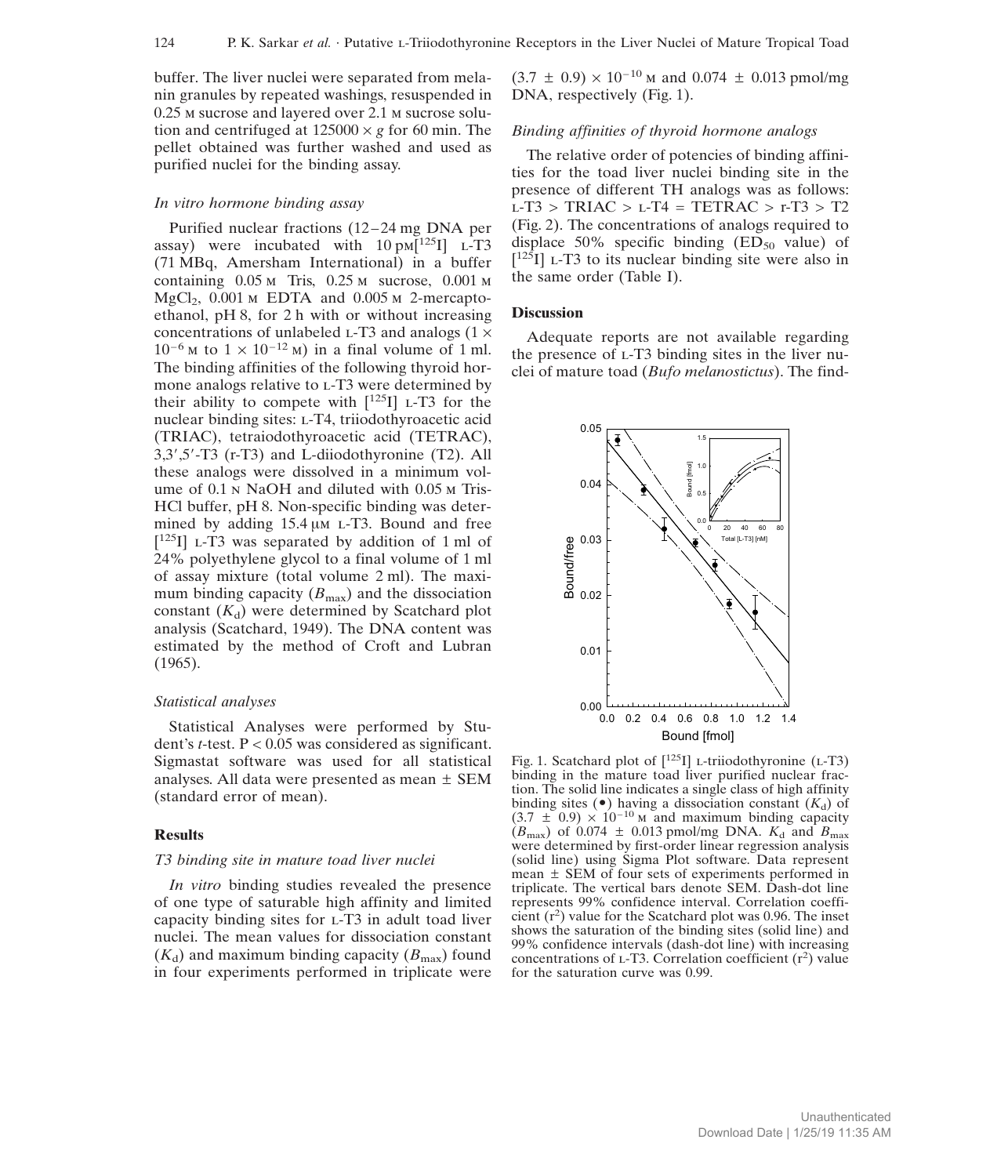buffer. The liver nuclei were separated from melanin granules by repeated washings, resuspended in 0.25 M sucrose and layered over 2.1 M sucrose solution and centrifuged at $125000 \times g$ for 60 min. The pellet obtained was further washed and used as purified nuclei for the binding assay.

### *In vitro hormone binding assay*

Purified nuclear fractions (12–24 mg DNA per assay) were incubated with 10 pM[$^{125}$I] L-T3 (71 MBq, Amersham International) in a buffer containing 0.05 M Tris, 0.25 M sucrose, 0.001 M $MgCl_2$, 0.001 M EDTA and 0.005 M 2-mercaptoethanol, pH 8, for 2 h with or without increasing concentrations of unlabeled L-T3 and analogs ($1 \times 10^{-6}$ M to $1 \times 10^{-12}$ M) in a final volume of 1 ml. The binding affinities of the following thyroid hormone analogs relative to L-T3 were determined by their ability to compete with [$^{125}$I] L-T3 for the nuclear binding sites: L-T4, triiodothyroacetic acid (TRIAC), tetraiodothyroacetic acid (TETRAC), 3,3′,5′-T3 (r-T3) and L-diiodothyronine (T2). All these analogs were dissolved in a minimum volume of 0.1 N NaOH and diluted with 0.05 M Tris-HCl buffer, pH 8. Non-specific binding was determined by adding 15.4 μM L-T3. Bound and free [$^{125}$I] L-T3 was separated by addition of 1 ml of 24% polyethylene glycol to a final volume of 1 ml of assay mixture (total volume 2 ml). The maximum binding capacity ($B_{max}$) and the dissociation constant ($K_d$) were determined by Scatchard plot analysis (Scatchard, 1949). The DNA content was estimated by the method of Croft and Lubran (1965).

### *Statistical analyses*

Statistical Analyses were performed by Student's *t*-test. $P < 0.05$ was considered as significant. Sigmastat software was used for all statistical analyses. All data were presented as mean ± SEM (standard error of mean).

## Results

### *T3 binding site in mature toad liver nuclei*

*In vitro* binding studies revealed the presence of one type of saturable high affinity and limited capacity binding sites for L-T3 in adult toad liver nuclei. The mean values for dissociation constant ($K_d$) and maximum binding capacity ($B_{max}$) found in four experiments performed in triplicate were $(3.7 \pm 0.9) \times 10^{-10}$ M and $0.074 \pm 0.013$ pmol/mg DNA, respectively (Fig. 1).

### *Binding affinities of thyroid hormone analogs*

The relative order of potencies of binding affinities for the toad liver nuclei binding site in the presence of different TH analogs was as follows: L-T3 > TRIAC > L-T4 = TETRAC > r-T3 > T2 (Fig. 2). The concentrations of analogs required to displace 50% specific binding ($ED_{50}$ value) of [$^{125}$I] L-T3 to its nuclear binding site were also in the same order (Table I).

## Discussion

Adequate reports are not available regarding the presence of L-T3 binding sites in the liver nuclei of mature toad (*Bufo melanostictus*). The find-

0.05
0.04
0.03
0.02
0.01
0.00
Bound/free
0.0 0.2 0.4 0.6 0.8 1.0 1.2 1.4
Bound [fmol]
1.5
1.0
0.5
0.0
Bound [fmol]
0 20 40 60 80
Total [L-T3] [nM]

Fig. 1. Scatchard plot of [$^{125}$I] L-triiodothyronine (L-T3) binding in the mature toad liver purified nuclear fraction. The solid line indicates a single class of high affinity binding sites (•) having a dissociation constant ($K_d$) of $(3.7 \pm 0.9) \times 10^{-10}$ M and maximum binding capacity ($B_{max}$) of $0.074 \pm 0.013$ pmol/mg DNA. $K_d$ and $B_{max}$ were determined by first-order linear regression analysis (solid line) using Sigma Plot software. Data represent mean ± SEM of four sets of experiments performed in triplicate. The vertical bars denote SEM. Dash-dot line represents 99% confidence interval. Correlation coefficient ($r^2$) value for the Scatchard plot was 0.96. The inset shows the saturation of the binding sites (solid line) and 99% confidence intervals (dash-dot line) with increasing concentrations of L-T3. Correlation coefficient ($r^2$) value for the saturation curve was 0.99.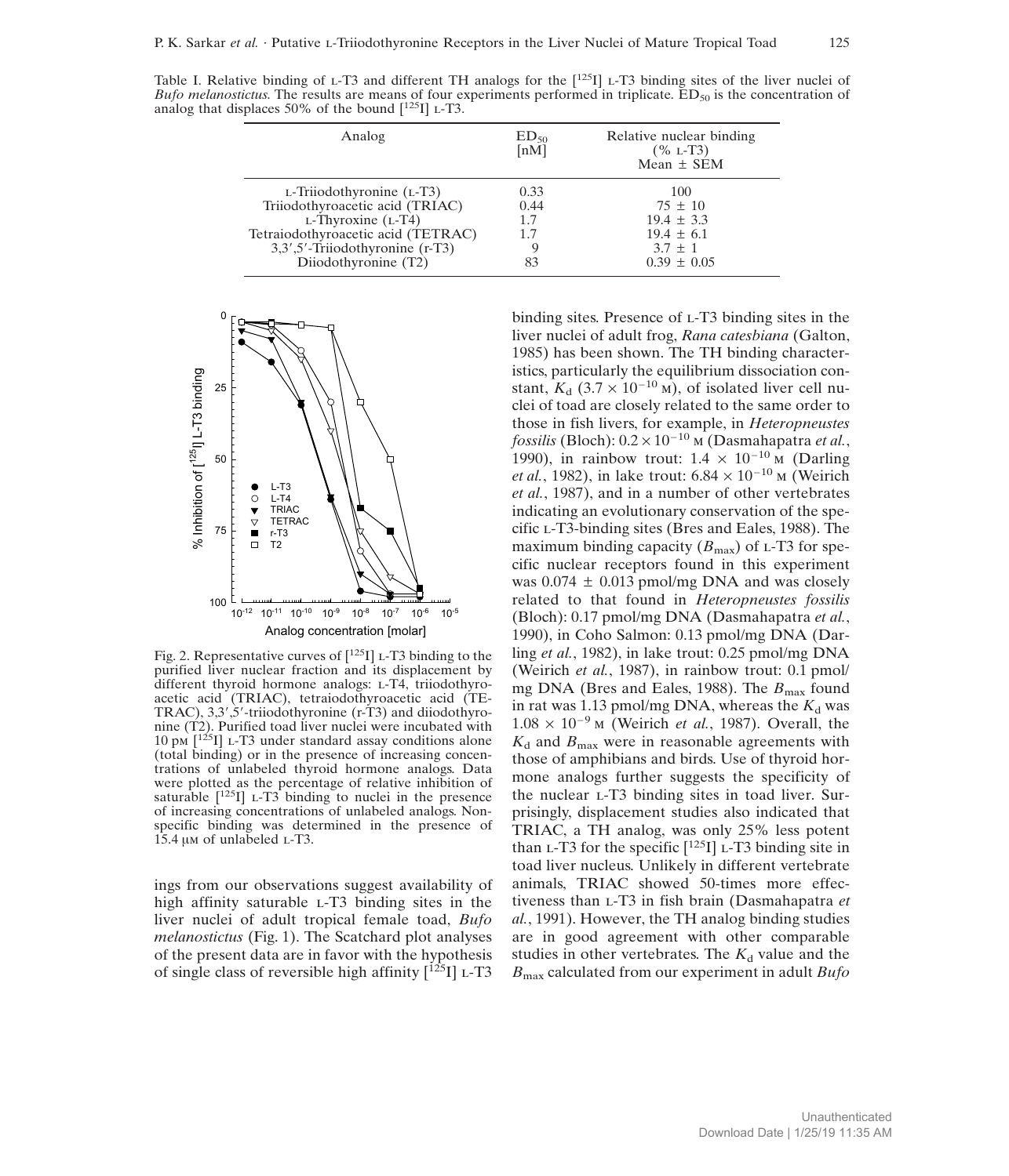Table I. Relative binding of L-T3 and different TH analogs for the [$^{125}$I] L-T3 binding sites of the liver nuclei of *Bufo melanostictus*. The results are means of four experiments performed in triplicate. $ED_{50}$ is the concentration of analog that displaces 50% of the bound [$^{125}$I] L-T3.

| Analog | $ED_{50}$ [nM] | Relative nuclear binding (% L-T3) Mean ± SEM |
|---|---|---|
| L-Triiodothyronine (L-T3) | 0.33 | 100 |
| Triiodothyroacetic acid (TRIAC) | 0.44 | 75 ± 10 |
| L-Thyroxine (L-T4) | 1.7 | 19.4 ± 3.3 |
| Tetraiodothyroacetic acid (TETRAC) | 1.7 | 19.4 ± 6.1 |
| 3,3′,5′-Triiodothyronine (r-T3) | 9 | 3.7 ± 1 |
| Diiodothyronine (T2) | 83 | 0.39 ± 0.05 |

% Inhibition of [$^{125}$I] L-T3 binding

0
25
50
75
100

$10^{-12}$ $10^{-11}$ $10^{-10}$ $10^{-9}$ $10^{-8}$ $10^{-7}$ $10^{-6}$ $10^{-5}$

Analog concentration [molar]

L-T3
L-T4
TRIAC
TETRAC
r-T3
T2

Fig. 2. Representative curves of [$^{125}$I] L-T3 binding to the purified liver nuclear fraction and its displacement by different thyroid hormone analogs: L-T4, triiodothyroacetic acid (TRIAC), tetraiodothyroacetic acid (TETRAC), 3,3′,5′-triiodothyronine (r-T3) and diiodothyronine (T2). Purified toad liver nuclei were incubated with 10 pM [$^{125}$I] L-T3 under standard assay conditions alone (total binding) or in the presence of increasing concentrations of unlabeled thyroid hormone analogs. Data were plotted as the percentage of relative inhibition of saturable [$^{125}$I] L-T3 binding to nuclei in the presence of increasing concentrations of unlabeled analogs. Nonspecific binding was determined in the presence of 15.4 μM of unlabeled L-T3.

ings from our observations suggest availability of high affinity saturable L-T3 binding sites in the liver nuclei of adult tropical female toad, *Bufo melanostictus* (Fig. 1). The Scatchard plot analyses of the present data are in favor with the hypothesis of single class of reversible high affinity [$^{125}$I] L-T3 binding sites. Presence of L-T3 binding sites in the liver nuclei of adult frog, *Rana catesbiana* (Galton, 1985) has been shown. The TH binding characteristics, particularly the equilibrium dissociation constant, $K_d$ ($3.7 \times 10^{-10}$ M), of isolated liver cell nuclei of toad are closely related to the same order to those in fish livers, for example, in *Heteropneustes fossilis* (Bloch): $0.2 \times 10^{-10}$ M (Dasmahapatra *et al.*, 1990), in rainbow trout: $1.4 \times 10^{-10}$ M (Darling *et al.*, 1982), in lake trout: $6.84 \times 10^{-10}$ M (Weirich *et al.*, 1987), and in a number of other vertebrates indicating an evolutionary conservation of the specific L-T3-binding sites (Bres and Eales, 1988). The maximum binding capacity ($B_{max}$) of L-T3 for specific nuclear receptors found in this experiment was 0.074 ± 0.013 pmol/mg DNA and was closely related to that found in *Heteropneustes fossilis* (Bloch): 0.17 pmol/mg DNA (Dasmahapatra *et al.*, 1990), in Coho Salmon: 0.13 pmol/mg DNA (Darling *et al.*, 1982), in lake trout: 0.25 pmol/mg DNA (Weirich *et al.*, 1987), in rainbow trout: 0.1 pmol/mg DNA (Bres and Eales, 1988). The $B_{max}$ found in rat was 1.13 pmol/mg DNA, whereas the $K_d$ was $1.08 \times 10^{-9}$ M (Weirich *et al.*, 1987). Overall, the $K_d$ and $B_{max}$ were in reasonable agreements with those of amphibians and birds. Use of thyroid hormone analogs further suggests the specificity of the nuclear L-T3 binding sites in toad liver. Surprisingly, displacement studies also indicated that TRIAC, a TH analog, was only 25% less potent than L-T3 for the specific [$^{125}$I] L-T3 binding site in toad liver nucleus. Unlikely in different vertebrate animals, TRIAC showed 50-times more effectiveness than L-T3 in fish brain (Dasmahapatra *et al.*, 1991). However, the TH analog binding studies are in good agreement with other comparable studies in other vertebrates. The $K_d$ value and the $B_{max}$ calculated from our experiment in adult *Bufo*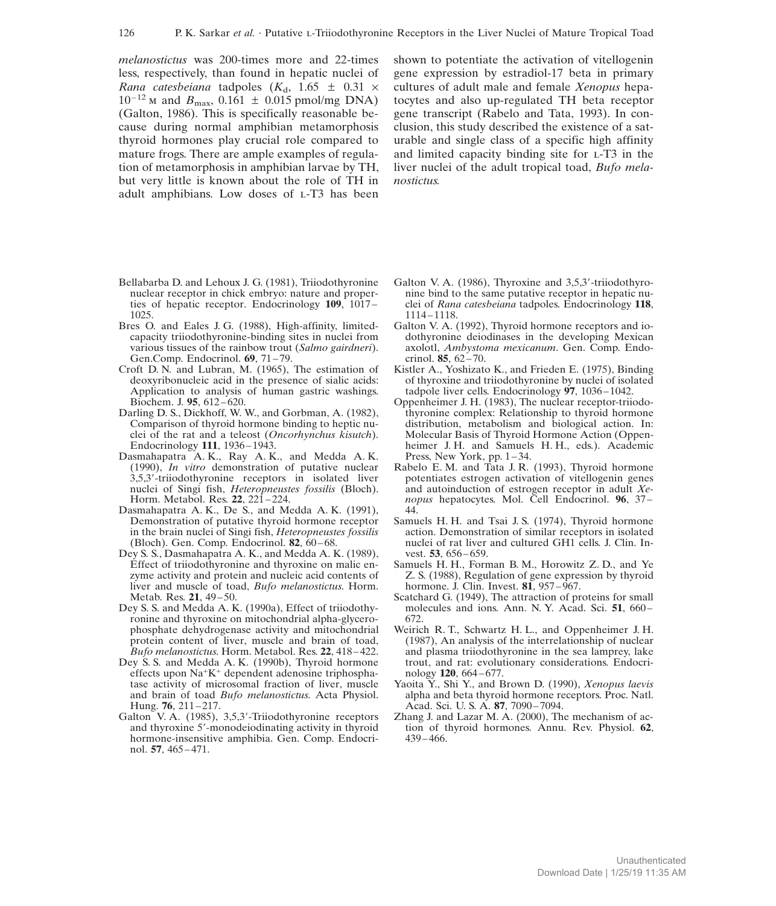*melanostictus* was 200-times more and 22-times less, respectively, than found in hepatic nuclei of *Rana catesbeiana* tadpoles ($K_d$, $1.65 \pm 0.31 \times 10^{-12}$ M and $B_{max}$, $0.161 \pm 0.015$ pmol/mg DNA) (Galton, 1986). This is specifically reasonable because during normal amphibian metamorphosis thyroid hormones play crucial role compared to mature frogs. There are ample examples of regulation of metamorphosis in amphibian larvae by TH, but very little is known about the role of TH in adult amphibians. Low doses of L-T3 has been shown to potentiate the activation of vitellogenin gene expression by estradiol-17 beta in primary cultures of adult male and female *Xenopus* hepatocytes and also up-regulated TH beta receptor gene transcript (Rabelo and Tata, 1993). In conclusion, this study described the existence of a saturable and single class of a specific high affinity and limited capacity binding site for L-T3 in the liver nuclei of the adult tropical toad, *Bufo melanostictus.*

Bellabarba D. and Lehoux J. G. (1981), Triiodothyronine nuclear receptor in chick embryo: nature and properties of hepatic receptor. Endocrinology **109**, 1017–1025.

Bres O. and Eales J. G. (1988), High-affinity, limited-capacity triiodothyronine-binding sites in nuclei from various tissues of the rainbow trout (*Salmo gairdneri*). Gen.Comp. Endocrinol. **69**, 71–79.

Croft D. N. and Lubran, M. (1965), The estimation of deoxyribonucleic acid in the presence of sialic acids: Application to analysis of human gastric washings. Biochem. J. **95**, 612–620.

Darling D. S., Dickhoff, W. W., and Gorbman, A. (1982), Comparison of thyroid hormone binding to heptic nuclei of the rat and a teleost (*Oncorhynchus kisutch*). Endocrinology **111**, 1936–1943.

Dasmahapatra A. K., Ray A. K., and Medda A. K. (1990), *In vitro* demonstration of putative nuclear 3,5,3′-triiodothyronine receptors in isolated liver nuclei of Singi fish, *Heteropneustes fossilis* (Bloch). Horm. Metabol. Res. **22**, 221–224.

Dasmahapatra A. K., De S., and Medda A. K. (1991), Demonstration of putative thyroid hormone receptor in the brain nuclei of Singi fish, *Heteropneustes fossilis* (Bloch). Gen. Comp. Endocrinol. **82**, 60–68.

Dey S. S., Dasmahapatra A. K., and Medda A. K. (1989), Effect of triiodothyronine and thyroxine on malic enzyme activity and protein and nucleic acid contents of liver and muscle of toad, *Bufo melanostictus*. Horm. Metab. Res. **21**, 49–50.

Dey S. S. and Medda A. K. (1990a), Effect of triiodothyronine and thyroxine on mitochondrial alpha-glycerophosphate dehydrogenase activity and mitochondrial protein content of liver, muscle and brain of toad, *Bufo melanostictus*. Horm. Metabol. Res. **22**, 418–422.

Dey S. S. and Medda A. K. (1990b), Thyroid hormone effects upon $Na^{+}K^{+}$ dependent adenosine triphosphatase activity of microsomal fraction of liver, muscle and brain of toad *Bufo melanostictus*. Acta Physiol. Hung. **76**, 211–217.

Galton V. A. (1985), 3,5,3′-Triiodothyronine receptors and thyroxine 5′-monodeiodinating activity in thyroid hormone-insensitive amphibia. Gen. Comp. Endocrinol. **57**, 465–471.

Galton V. A. (1986), Thyroxine and 3,5,3′-triiodothyronine bind to the same putative receptor in hepatic nuclei of *Rana catesbeiana* tadpoles. Endocrinology **118**, 1114–1118.

Galton V. A. (1992), Thyroid hormone receptors and iodothyronine deiodinases in the developing Mexican axolotl, *Ambystoma mexicanum*. Gen. Comp. Endocrinol. **85**, 62–70.

Kistler A., Yoshizato K., and Frieden E. (1975), Binding of thyroxine and triiodothyronine by nuclei of isolated tadpole liver cells. Endocrinology **97**, 1036–1042.

Oppenheimer J. H. (1983), The nuclear receptor-triiodothyronine complex: Relationship to thyroid hormone distribution, metabolism and biological action. In: Molecular Basis of Thyroid Hormone Action (Oppenheimer J. H. and Samuels H. H., eds.). Academic Press, New York, pp. 1–34.

Rabelo E. M. and Tata J. R. (1993), Thyroid hormone potentiates estrogen activation of vitellogenin genes and autoinduction of estrogen receptor in adult *Xenopus* hepatocytes. Mol. Cell Endocrinol. **96**, 37–44.

Samuels H. H. and Tsai J. S. (1974), Thyroid hormone action. Demonstration of similar receptors in isolated nuclei of rat liver and cultured GH1 cells. J. Clin. Invest. **53**, 656–659.

Samuels H. H., Forman B. M., Horowitz Z. D., and Ye Z. S. (1988), Regulation of gene expression by thyroid hormone. J. Clin. Invest. **81**, 957–967.

Scatchard G. (1949), The attraction of proteins for small molecules and ions. Ann. N. Y. Acad. Sci. **51**, 660–672.

Weirich R. T., Schwartz H. L., and Oppenheimer J. H. (1987), An analysis of the interrelationship of nuclear and plasma triiodothyronine in the sea lamprey, lake trout, and rat: evolutionary considerations. Endocrinology **120**, 664–677.

Yaoita Y., Shi Y., and Brown D. (1990), *Xenopus laevis* alpha and beta thyroid hormone receptors. Proc. Natl. Acad. Sci. U. S. A. **87**, 7090–7094.

Zhang J. and Lazar M. A. (2000), The mechanism of action of thyroid hormones. Annu. Rev. Physiol. **62**, 439–466.